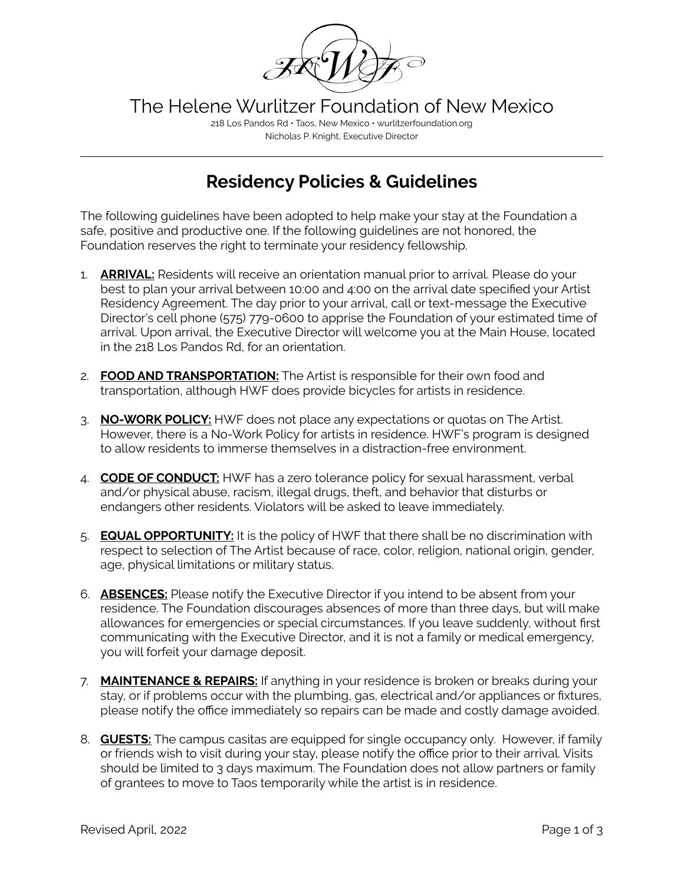# The Helene Wurlitzer Foundation of New Mexico

218 Los Pandos Rd • Taos, New Mexico • wurlitzerfoundation.org
Nicholas P. Knight, Executive Director

## Residency Policies & Guidelines

The following guidelines have been adopted to help make your stay at the Foundation a safe, positive and productive one. If the following guidelines are not honored, the Foundation reserves the right to terminate your residency fellowship.

1. **ARRIVAL:** Residents will receive an orientation manual prior to arrival. Please do your best to plan your arrival between 10:00 and 4:00 on the arrival date specified your Artist Residency Agreement. The day prior to your arrival, call or text-message the Executive Director's cell phone (575) 779-0600 to apprise the Foundation of your estimated time of arrival. Upon arrival, the Executive Director will welcome you at the Main House, located in the 218 Los Pandos Rd, for an orientation.

2. **FOOD AND TRANSPORTATION:** The Artist is responsible for their own food and transportation, although HWF does provide bicycles for artists in residence.

3. **NO-WORK POLICY:** HWF does not place any expectations or quotas on The Artist. However, there is a No-Work Policy for artists in residence. HWF's program is designed to allow residents to immerse themselves in a distraction-free environment.

4. **CODE OF CONDUCT:** HWF has a zero tolerance policy for sexual harassment, verbal and/or physical abuse, racism, illegal drugs, theft, and behavior that disturbs or endangers other residents. Violators will be asked to leave immediately.

5. **EQUAL OPPORTUNITY:** It is the policy of HWF that there shall be no discrimination with respect to selection of The Artist because of race, color, religion, national origin, gender, age, physical limitations or military status.

6. **ABSENCES:** Please notify the Executive Director if you intend to be absent from your residence. The Foundation discourages absences of more than three days, but will make allowances for emergencies or special circumstances. If you leave suddenly, without first communicating with the Executive Director, and it is not a family or medical emergency, you will forfeit your damage deposit.

7. **MAINTENANCE & REPAIRS:** If anything in your residence is broken or breaks during your stay, or if problems occur with the plumbing, gas, electrical and/or appliances or fixtures, please notify the office immediately so repairs can be made and costly damage avoided.

8. **GUESTS:** The campus casitas are equipped for single occupancy only. However, if family or friends wish to visit during your stay, please notify the office prior to their arrival. Visits should be limited to 3 days maximum. The Foundation does not allow partners or family of grantees to move to Taos temporarily while the artist is in residence.

Revised April, 2022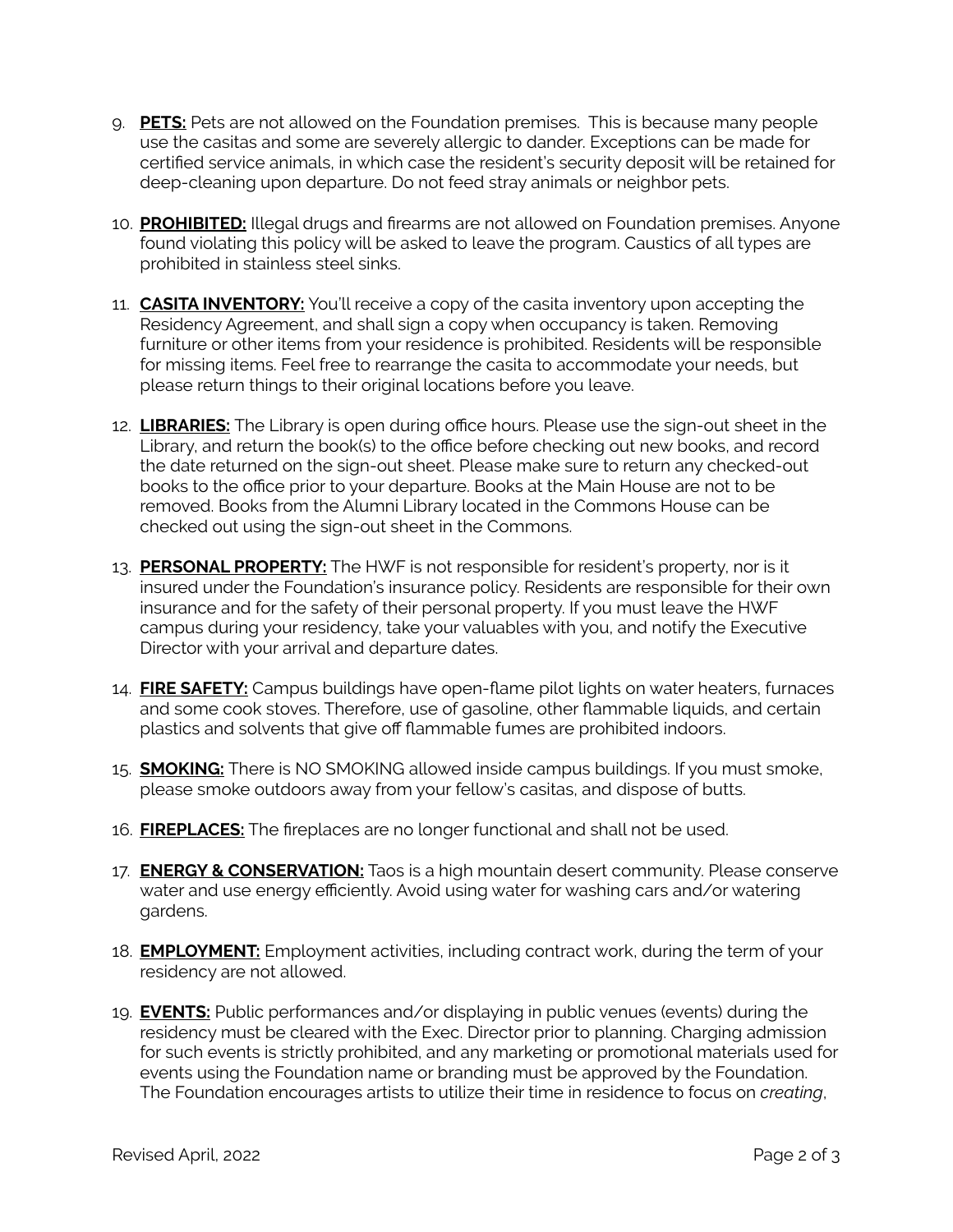9. **PETS:** Pets are not allowed on the Foundation premises. This is because many people use the casitas and some are severely allergic to dander. Exceptions can be made for certified service animals, in which case the resident's security deposit will be retained for deep-cleaning upon departure. Do not feed stray animals or neighbor pets.

10. **PROHIBITED:** Illegal drugs and firearms are not allowed on Foundation premises. Anyone found violating this policy will be asked to leave the program. Caustics of all types are prohibited in stainless steel sinks.

11. **CASITA INVENTORY:** You'll receive a copy of the casita inventory upon accepting the Residency Agreement, and shall sign a copy when occupancy is taken. Removing furniture or other items from your residence is prohibited. Residents will be responsible for missing items. Feel free to rearrange the casita to accommodate your needs, but please return things to their original locations before you leave.

12. **LIBRARIES:** The Library is open during office hours. Please use the sign-out sheet in the Library, and return the book(s) to the office before checking out new books, and record the date returned on the sign-out sheet. Please make sure to return any checked-out books to the office prior to your departure. Books at the Main House are not to be removed. Books from the Alumni Library located in the Commons House can be checked out using the sign-out sheet in the Commons.

13. **PERSONAL PROPERTY:** The HWF is not responsible for resident's property, nor is it insured under the Foundation's insurance policy. Residents are responsible for their own insurance and for the safety of their personal property. If you must leave the HWF campus during your residency, take your valuables with you, and notify the Executive Director with your arrival and departure dates.

14. **FIRE SAFETY:** Campus buildings have open-flame pilot lights on water heaters, furnaces and some cook stoves. Therefore, use of gasoline, other flammable liquids, and certain plastics and solvents that give off flammable fumes are prohibited indoors.

15. **SMOKING:** There is NO SMOKING allowed inside campus buildings. If you must smoke, please smoke outdoors away from your fellow's casitas, and dispose of butts.

16. **FIREPLACES:** The fireplaces are no longer functional and shall not be used.

17. **ENERGY & CONSERVATION:** Taos is a high mountain desert community. Please conserve water and use energy efficiently. Avoid using water for washing cars and/or watering gardens.

18. **EMPLOYMENT:** Employment activities, including contract work, during the term of your residency are not allowed.

19. **EVENTS:** Public performances and/or displaying in public venues (events) during the residency must be cleared with the Exec. Director prior to planning. Charging admission for such events is strictly prohibited, and any marketing or promotional materials used for events using the Foundation name or branding must be approved by the Foundation. The Foundation encourages artists to utilize their time in residence to focus on *creating*,

Revised April, 2022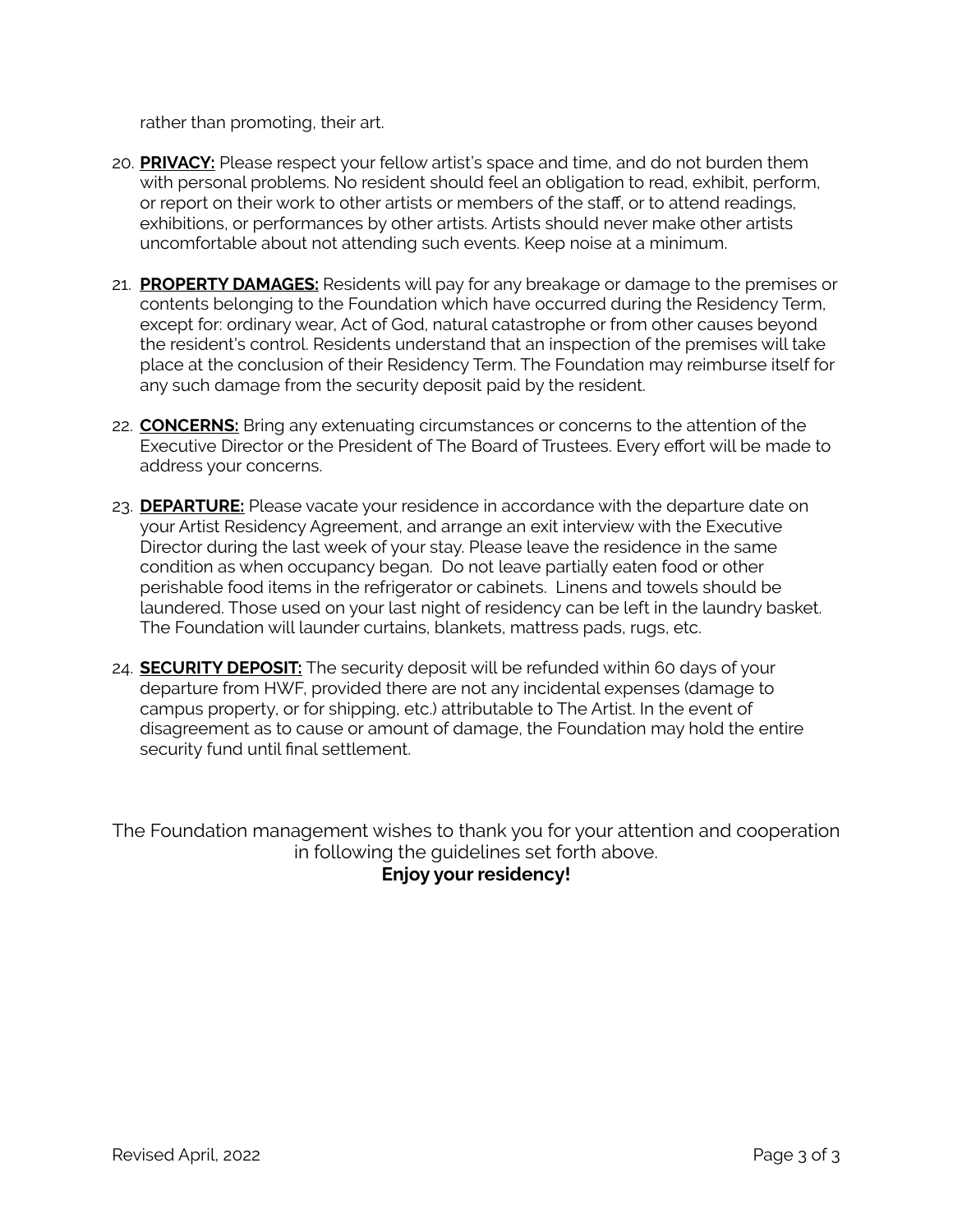rather than promoting, their art.

20. **PRIVACY:** Please respect your fellow artist's space and time, and do not burden them with personal problems. No resident should feel an obligation to read, exhibit, perform, or report on their work to other artists or members of the staff, or to attend readings, exhibitions, or performances by other artists. Artists should never make other artists uncomfortable about not attending such events. Keep noise at a minimum.

21. **PROPERTY DAMAGES:** Residents will pay for any breakage or damage to the premises or contents belonging to the Foundation which have occurred during the Residency Term, except for: ordinary wear, Act of God, natural catastrophe or from other causes beyond the resident's control. Residents understand that an inspection of the premises will take place at the conclusion of their Residency Term. The Foundation may reimburse itself for any such damage from the security deposit paid by the resident.

22. **CONCERNS:** Bring any extenuating circumstances or concerns to the attention of the Executive Director or the President of The Board of Trustees. Every effort will be made to address your concerns.

23. **DEPARTURE:** Please vacate your residence in accordance with the departure date on your Artist Residency Agreement, and arrange an exit interview with the Executive Director during the last week of your stay. Please leave the residence in the same condition as when occupancy began. Do not leave partially eaten food or other perishable food items in the refrigerator or cabinets. Linens and towels should be laundered. Those used on your last night of residency can be left in the laundry basket. The Foundation will launder curtains, blankets, mattress pads, rugs, etc.

24. **SECURITY DEPOSIT:** The security deposit will be refunded within 60 days of your departure from HWF, provided there are not any incidental expenses (damage to campus property, or for shipping, etc.) attributable to The Artist. In the event of disagreement as to cause or amount of damage, the Foundation may hold the entire security fund until final settlement.

The Foundation management wishes to thank you for your attention and cooperation in following the guidelines set forth above.

**Enjoy your residency!**

Revised April, 2022